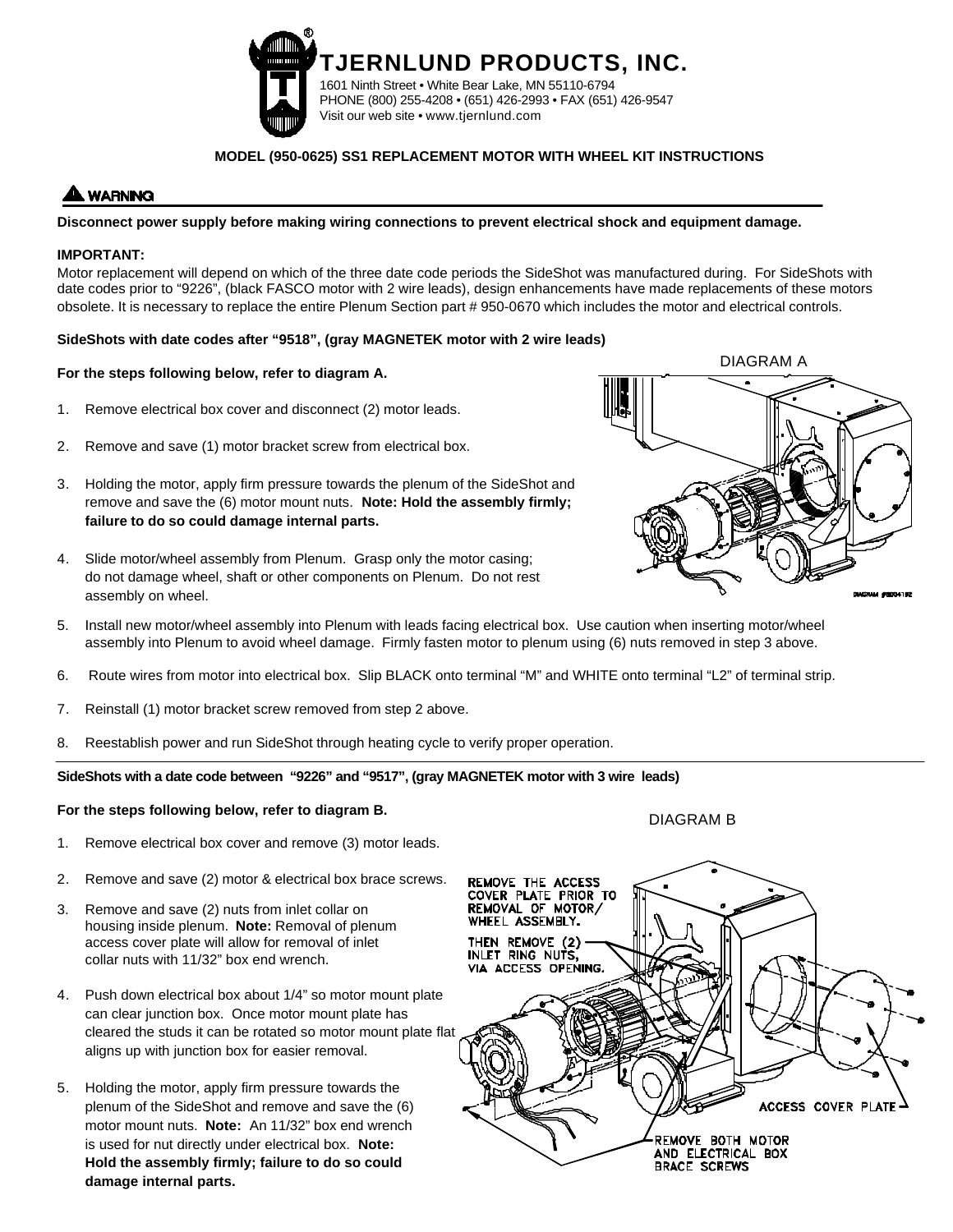# TJERNLUND PRODUCTS, INC.

1601 Ninth Street • White Bear Lake, MN 55110-6794
PHONE (800) 255-4208 • (651) 426-2993 • FAX (651) 426-9547
Visit our web site • www.tjernlund.com

**MODEL (950-0625) SS1 REPLACEMENT MOTOR WITH WHEEL KIT INSTRUCTIONS**

## ⚠ WARNING

**Disconnect power supply before making wiring connections to prevent electrical shock and equipment damage.**

**IMPORTANT:**
Motor replacement will depend on which of the three date code periods the SideShot was manufactured during. For SideShots with date codes prior to "9226", (black FASCO motor with 2 wire leads), design enhancements have made replacements of these motors obsolete. It is necessary to replace the entire Plenum Section part # 950-0670 which includes the motor and electrical controls.

**SideShots with date codes after "9518", (gray MAGNETEK motor with 2 wire leads)**

**For the steps following below, refer to diagram A.**

DIAGRAM A

1. Remove electrical box cover and disconnect (2) motor leads.
2. Remove and save (1) motor bracket screw from electrical box.
3. Holding the motor, apply firm pressure towards the plenum of the SideShot and remove and save the (6) motor mount nuts. **Note: Hold the assembly firmly; failure to do so could damage internal parts.**
4. Slide motor/wheel assembly from Plenum. Grasp only the motor casing; do not damage wheel, shaft or other components on Plenum. Do not rest assembly on wheel.
5. Install new motor/wheel assembly into Plenum with leads facing electrical box. Use caution when inserting motor/wheel assembly into Plenum to avoid wheel damage. Firmly fasten motor to plenum using (6) nuts removed in step 3 above.
6. Route wires from motor into electrical box. Slip BLACK onto terminal "M" and WHITE onto terminal "L2" of terminal strip.
7. Reinstall (1) motor bracket screw removed from step 2 above.
8. Reestablish power and run SideShot through heating cycle to verify proper operation.

**SideShots with a date code between "9226" and "9517", (gray MAGNETEK motor with 3 wire leads)**

**For the steps following below, refer to diagram B.**

DIAGRAM B

REMOVE THE ACCESS COVER PLATE PRIOR TO REMOVAL OF MOTOR/WHEEL ASSEMBLY.

THEN REMOVE (2) INLET RING NUTS, VIA ACCESS OPENING.

ACCESS COVER PLATE

REMOVE BOTH MOTOR AND ELECTRICAL BOX BRACE SCREWS

1. Remove electrical box cover and remove (3) motor leads.
2. Remove and save (2) motor & electrical box brace screws.
3. Remove and save (2) nuts from inlet collar on housing inside plenum. **Note:** Removal of plenum access cover plate will allow for removal of inlet collar nuts with 11/32" box end wrench.
4. Push down electrical box about 1/4" so motor mount plate can clear junction box. Once motor mount plate has cleared the studs it can be rotated so motor mount plate flat aligns up with junction box for easier removal.
5. Holding the motor, apply firm pressure towards the plenum of the SideShot and remove and save the (6) motor mount nuts. **Note:** An 11/32" box end wrench is used for nut directly under electrical box. **Note: Hold the assembly firmly; failure to do so could damage internal parts.**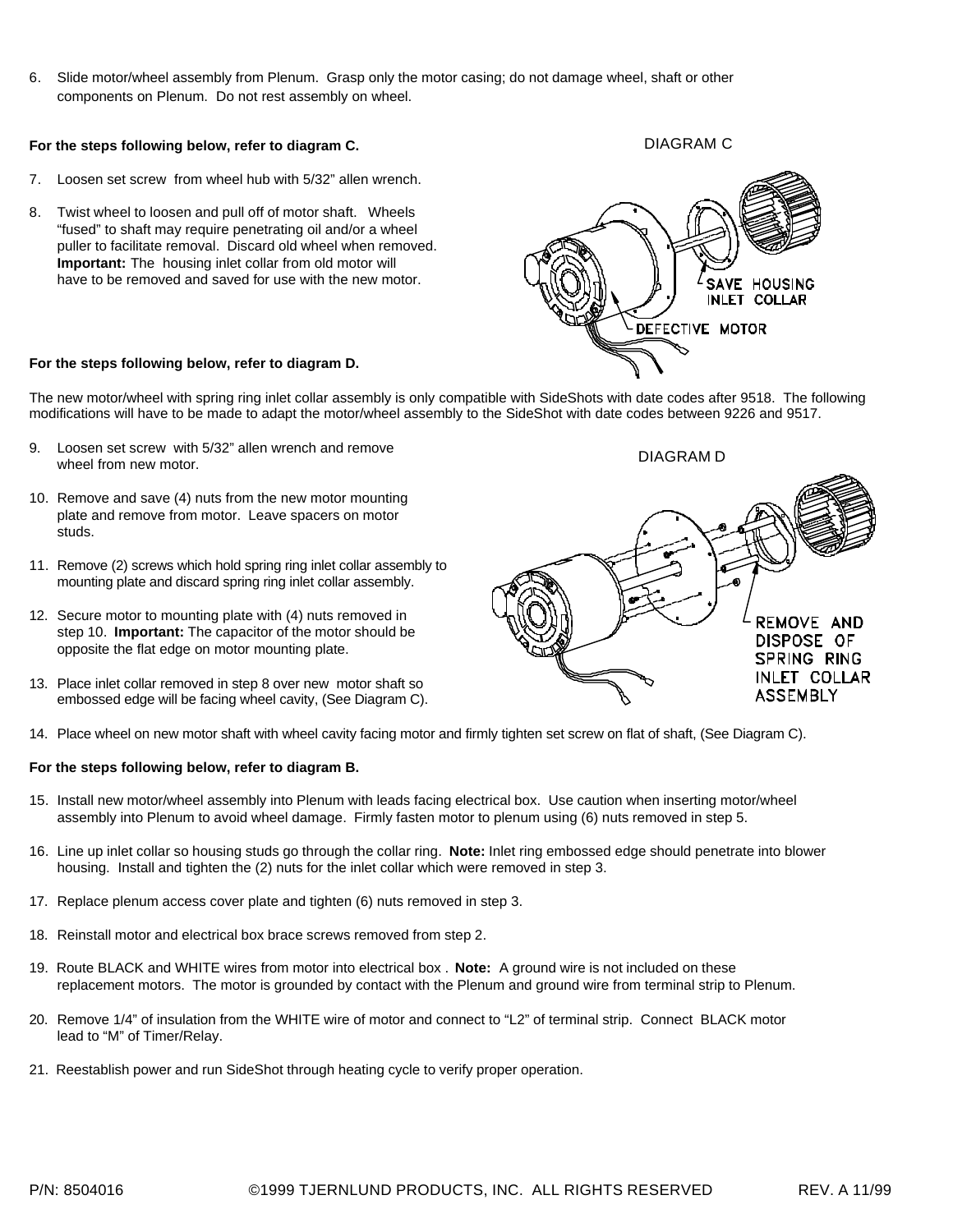6. Slide motor/wheel assembly from Plenum. Grasp only the motor casing; do not damage wheel, shaft or other components on Plenum. Do not rest assembly on wheel.

**For the steps following below, refer to diagram C.**

DIAGRAM C

SAVE HOUSING INLET COLLAR

DEFECTIVE MOTOR

7. Loosen set screw from wheel hub with 5/32" allen wrench.

8. Twist wheel to loosen and pull off of motor shaft. Wheels "fused" to shaft may require penetrating oil and/or a wheel puller to facilitate removal. Discard old wheel when removed. **Important:** The housing inlet collar from old motor will have to be removed and saved for use with the new motor.

**For the steps following below, refer to diagram D.**

The new motor/wheel with spring ring inlet collar assembly is only compatible with SideShots with date codes after 9518. The following modifications will have to be made to adapt the motor/wheel assembly to the SideShot with date codes between 9226 and 9517.

DIAGRAM D

REMOVE AND DISPOSE OF SPRING RING INLET COLLAR ASSEMBLY

9. Loosen set screw with 5/32" allen wrench and remove wheel from new motor.

10. Remove and save (4) nuts from the new motor mounting plate and remove from motor. Leave spacers on motor studs.

11. Remove (2) screws which hold spring ring inlet collar assembly to mounting plate and discard spring ring inlet collar assembly.

12. Secure motor to mounting plate with (4) nuts removed in step 10. **Important:** The capacitor of the motor should be opposite the flat edge on motor mounting plate.

13. Place inlet collar removed in step 8 over new motor shaft so embossed edge will be facing wheel cavity, (See Diagram C).

14. Place wheel on new motor shaft with wheel cavity facing motor and firmly tighten set screw on flat of shaft, (See Diagram C).

**For the steps following below, refer to diagram B.**

15. Install new motor/wheel assembly into Plenum with leads facing electrical box. Use caution when inserting motor/wheel assembly into Plenum to avoid wheel damage. Firmly fasten motor to plenum using (6) nuts removed in step 5.

16. Line up inlet collar so housing studs go through the collar ring. **Note:** Inlet ring embossed edge should penetrate into blower housing. Install and tighten the (2) nuts for the inlet collar which were removed in step 3.

17. Replace plenum access cover plate and tighten (6) nuts removed in step 3.

18. Reinstall motor and electrical box brace screws removed from step 2.

19. Route BLACK and WHITE wires from motor into electrical box . **Note:** A ground wire is not included on these replacement motors. The motor is grounded by contact with the Plenum and ground wire from terminal strip to Plenum.

20. Remove 1/4" of insulation from the WHITE wire of motor and connect to "L2" of terminal strip. Connect BLACK motor lead to "M" of Timer/Relay.

21. Reestablish power and run SideShot through heating cycle to verify proper operation.

P/N: 8504016 ©1999 TJERNLUND PRODUCTS, INC. ALL RIGHTS RESERVED REV. A 11/99